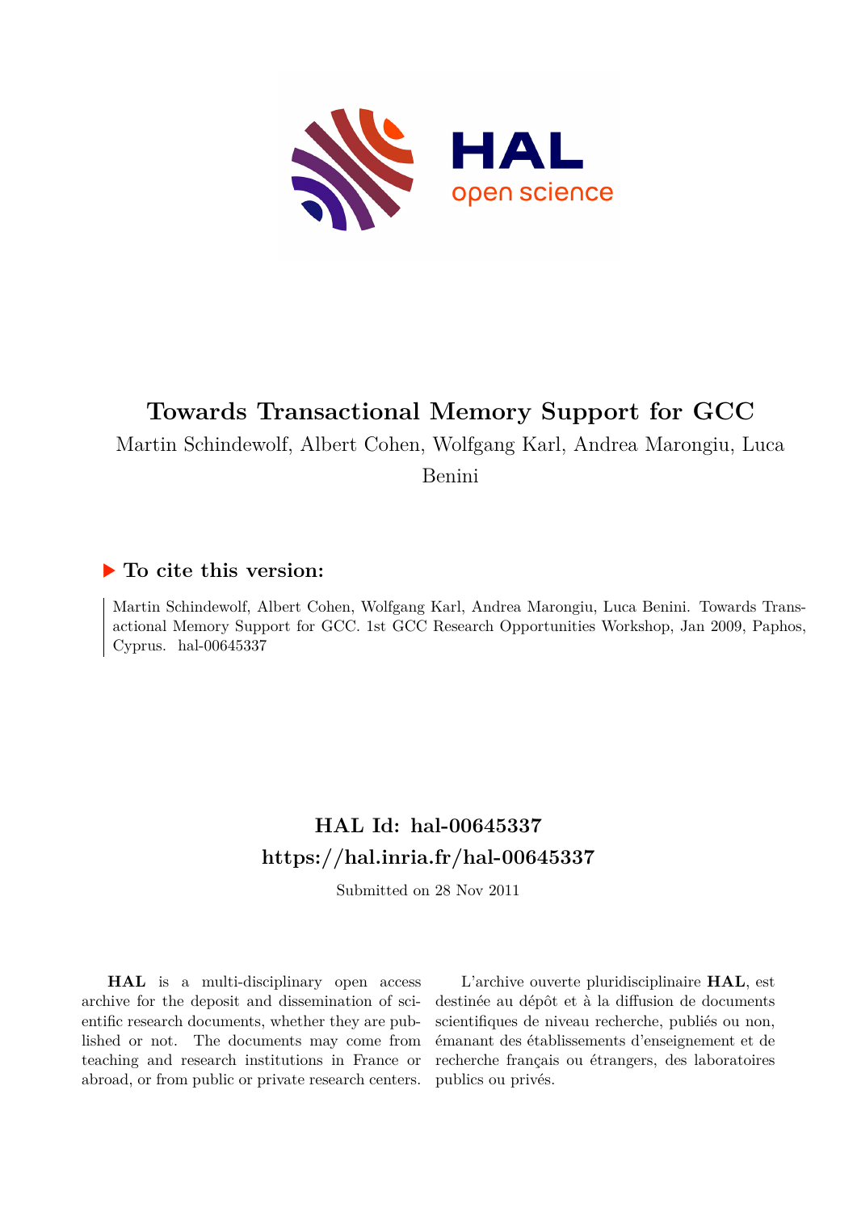# Towards Transactional Memory Support for GCC

Martin Schindewolf, Albert Cohen, Wolfgang Karl, Andrea Marongiu, Luca Benini

## ▶ To cite this version:

Martin Schindewolf, Albert Cohen, Wolfgang Karl, Andrea Marongiu, Luca Benini. Towards Transactional Memory Support for GCC. 1st GCC Research Opportunities Workshop, Jan 2009, Paphos, Cyprus. hal-00645337

## HAL Id: hal-00645337
## https://hal.inria.fr/hal-00645337

Submitted on 28 Nov 2011

**HAL** is a multi-disciplinary open access archive for the deposit and dissemination of scientific research documents, whether they are published or not. The documents may come from teaching and research institutions in France or abroad, or from public or private research centers.

L'archive ouverte pluridisciplinaire **HAL**, est destinée au dépôt et à la diffusion de documents scientifiques de niveau recherche, publiés ou non, émanant des établissements d'enseignement et de recherche français ou étrangers, des laboratoires publics ou privés.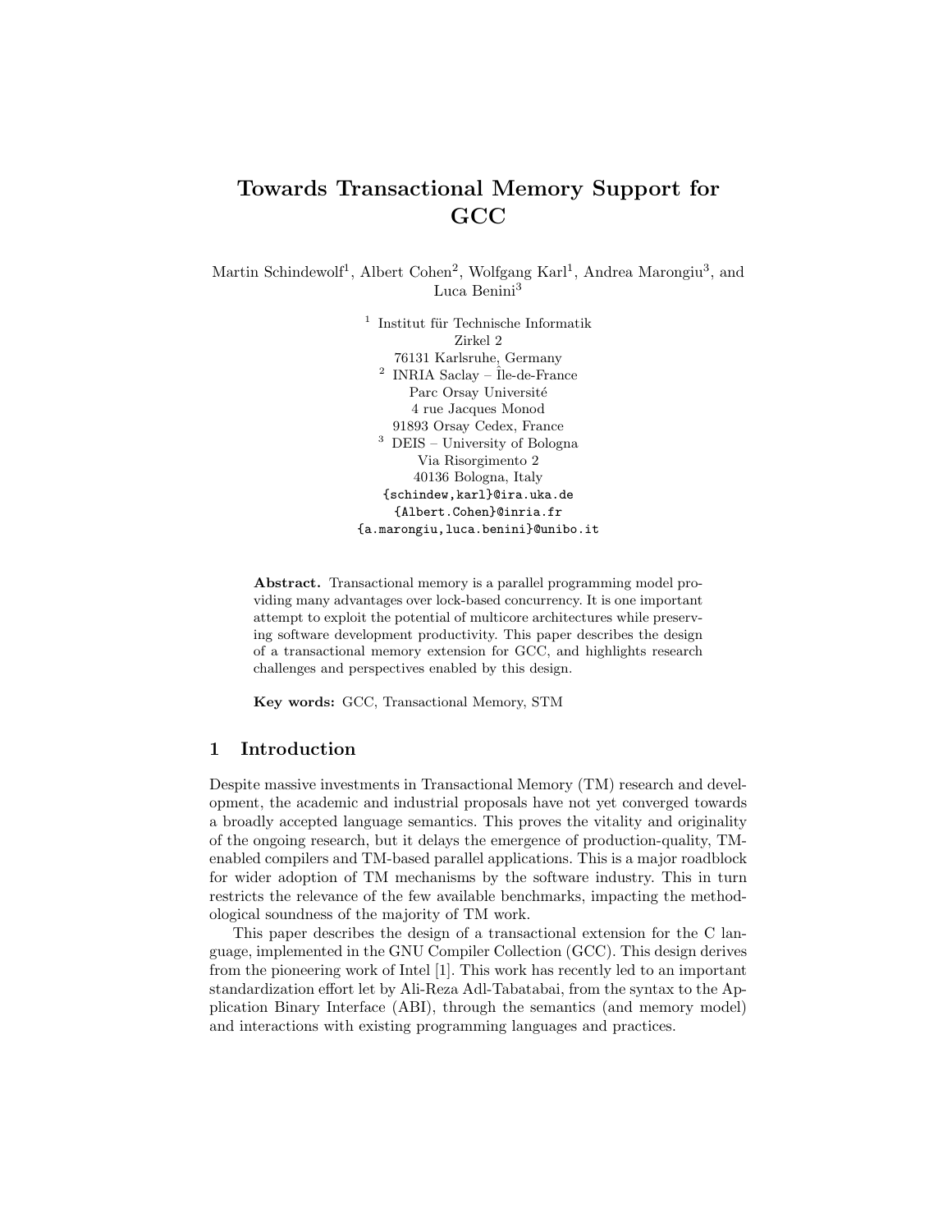# Towards Transactional Memory Support for GCC

Martin Schindewolf[1], Albert Cohen[2], Wolfgang Karl[1], Andrea Marongiu[3], and Luca Benini[3]

[1] Institut für Technische Informatik  
Zirkel 2  
76131 Karlsruhe, Germany  
[2] INRIA Saclay – Île-de-France  
Parc Orsay Université  
4 rue Jacques Monod  
91893 Orsay Cedex, France  
[3] DEIS – University of Bologna  
Via Risorgimento 2  
40136 Bologna, Italy  
{schindew,karl}@ira.uka.de  
{Albert.Cohen}@inria.fr  
{a.marongiu,luca.benini}@unibo.it

**Abstract.** Transactional memory is a parallel programming model providing many advantages over lock-based concurrency. It is one important attempt to exploit the potential of multicore architectures while preserving software development productivity. This paper describes the design of a transactional memory extension for GCC, and highlights research challenges and perspectives enabled by this design.

**Key words:** GCC, Transactional Memory, STM

## 1 Introduction

Despite massive investments in Transactional Memory (TM) research and development, the academic and industrial proposals have not yet converged towards a broadly accepted language semantics. This proves the vitality and originality of the ongoing research, but it delays the emergence of production-quality, TM-enabled compilers and TM-based parallel applications. This is a major roadblock for wider adoption of TM mechanisms by the software industry. This in turn restricts the relevance of the few available benchmarks, impacting the methodological soundness of the majority of TM work.

This paper describes the design of a transactional extension for the C language, implemented in the GNU Compiler Collection (GCC). This design derives from the pioneering work of Intel [1]. This work has recently led to an important standardization effort let by Ali-Reza Adl-Tabatabai, from the syntax to the Application Binary Interface (ABI), through the semantics (and memory model) and interactions with existing programming languages and practices.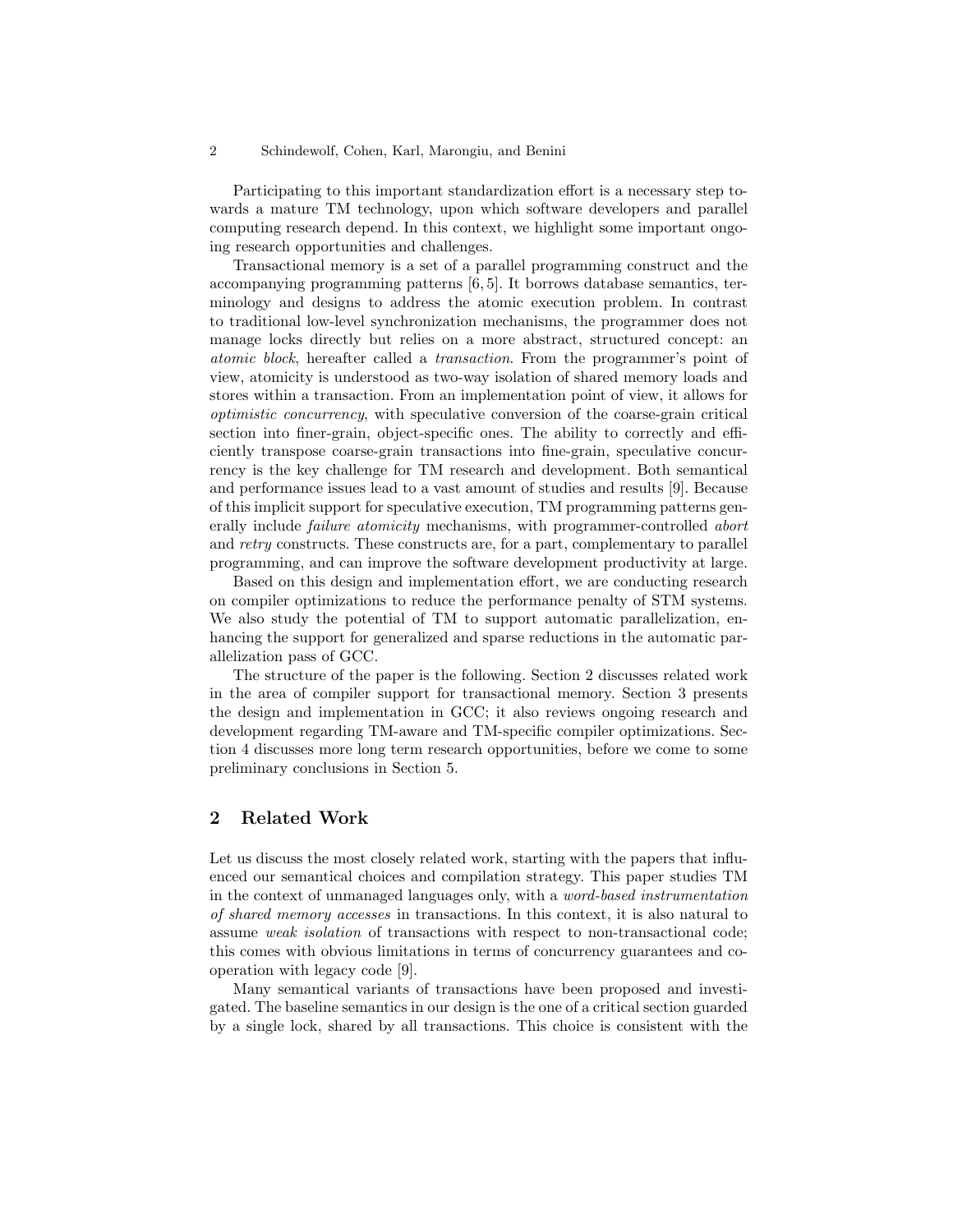Participating to this important standardization effort is a necessary step towards a mature TM technology, upon which software developers and parallel computing research depend. In this context, we highlight some important ongoing research opportunities and challenges.

Transactional memory is a set of a parallel programming construct and the accompanying programming patterns [6, 5]. It borrows database semantics, terminology and designs to address the atomic execution problem. In contrast to traditional low-level synchronization mechanisms, the programmer does not manage locks directly but relies on a more abstract, structured concept: an *atomic block*, hereafter called a *transaction*. From the programmer's point of view, atomicity is understood as two-way isolation of shared memory loads and stores within a transaction. From an implementation point of view, it allows for *optimistic concurrency*, with speculative conversion of the coarse-grain critical section into finer-grain, object-specific ones. The ability to correctly and efficiently transpose coarse-grain transactions into fine-grain, speculative concurrency is the key challenge for TM research and development. Both semantical and performance issues lead to a vast amount of studies and results [9]. Because of this implicit support for speculative execution, TM programming patterns generally include *failure atomicity* mechanisms, with programmer-controlled *abort* and *retry* constructs. These constructs are, for a part, complementary to parallel programming, and can improve the software development productivity at large.

Based on this design and implementation effort, we are conducting research on compiler optimizations to reduce the performance penalty of STM systems. We also study the potential of TM to support automatic parallelization, enhancing the support for generalized and sparse reductions in the automatic parallelization pass of GCC.

The structure of the paper is the following. Section 2 discusses related work in the area of compiler support for transactional memory. Section 3 presents the design and implementation in GCC; it also reviews ongoing research and development regarding TM-aware and TM-specific compiler optimizations. Section 4 discusses more long term research opportunities, before we come to some preliminary conclusions in Section 5.

## 2 Related Work

Let us discuss the most closely related work, starting with the papers that influenced our semantical choices and compilation strategy. This paper studies TM in the context of unmanaged languages only, with a *word-based instrumentation of shared memory accesses* in transactions. In this context, it is also natural to assume *weak isolation* of transactions with respect to non-transactional code; this comes with obvious limitations in terms of concurrency guarantees and cooperation with legacy code [9].

Many semantical variants of transactions have been proposed and investigated. The baseline semantics in our design is the one of a critical section guarded by a single lock, shared by all transactions. This choice is consistent with the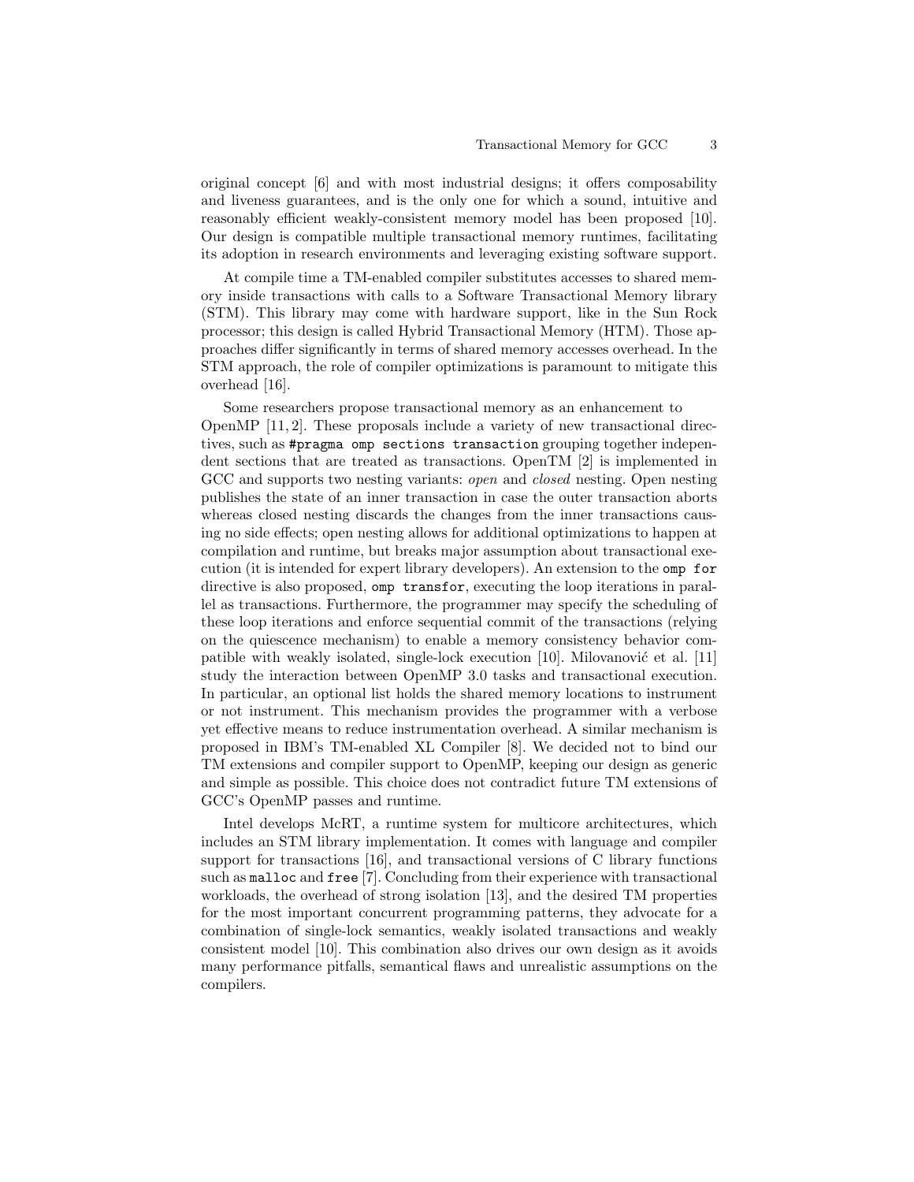original concept [6] and with most industrial designs; it offers composability and liveness guarantees, and is the only one for which a sound, intuitive and reasonably efficient weakly-consistent memory model has been proposed [10]. Our design is compatible multiple transactional memory runtimes, facilitating its adoption in research environments and leveraging existing software support.

At compile time a TM-enabled compiler substitutes accesses to shared memory inside transactions with calls to a Software Transactional Memory library (STM). This library may come with hardware support, like in the Sun Rock processor; this design is called Hybrid Transactional Memory (HTM). Those approaches differ significantly in terms of shared memory accesses overhead. In the STM approach, the role of compiler optimizations is paramount to mitigate this overhead [16].

Some researchers propose transactional memory as an enhancement to OpenMP [11, 2]. These proposals include a variety of new transactional directives, such as `#pragma omp sections transaction` grouping together independent sections that are treated as transactions. OpenTM [2] is implemented in GCC and supports two nesting variants: *open* and *closed* nesting. Open nesting publishes the state of an inner transaction in case the outer transaction aborts whereas closed nesting discards the changes from the inner transactions causing no side effects; open nesting allows for additional optimizations to happen at compilation and runtime, but breaks major assumption about transactional execution (it is intended for expert library developers). An extension to the `omp for` directive is also proposed, `omp transfor`, executing the loop iterations in parallel as transactions. Furthermore, the programmer may specify the scheduling of these loop iterations and enforce sequential commit of the transactions (relying on the quiescence mechanism) to enable a memory consistency behavior compatible with weakly isolated, single-lock execution [10]. Milovanović et al. [11] study the interaction between OpenMP 3.0 tasks and transactional execution. In particular, an optional list holds the shared memory locations to instrument or not instrument. This mechanism provides the programmer with a verbose yet effective means to reduce instrumentation overhead. A similar mechanism is proposed in IBM's TM-enabled XL Compiler [8]. We decided not to bind our TM extensions and compiler support to OpenMP, keeping our design as generic and simple as possible. This choice does not contradict future TM extensions of GCC's OpenMP passes and runtime.

Intel develops McRT, a runtime system for multicore architectures, which includes an STM library implementation. It comes with language and compiler support for transactions [16], and transactional versions of C library functions such as `malloc` and `free` [7]. Concluding from their experience with transactional workloads, the overhead of strong isolation [13], and the desired TM properties for the most important concurrent programming patterns, they advocate for a combination of single-lock semantics, weakly isolated transactions and weakly consistent model [10]. This combination also drives our own design as it avoids many performance pitfalls, semantical flaws and unrealistic assumptions on the compilers.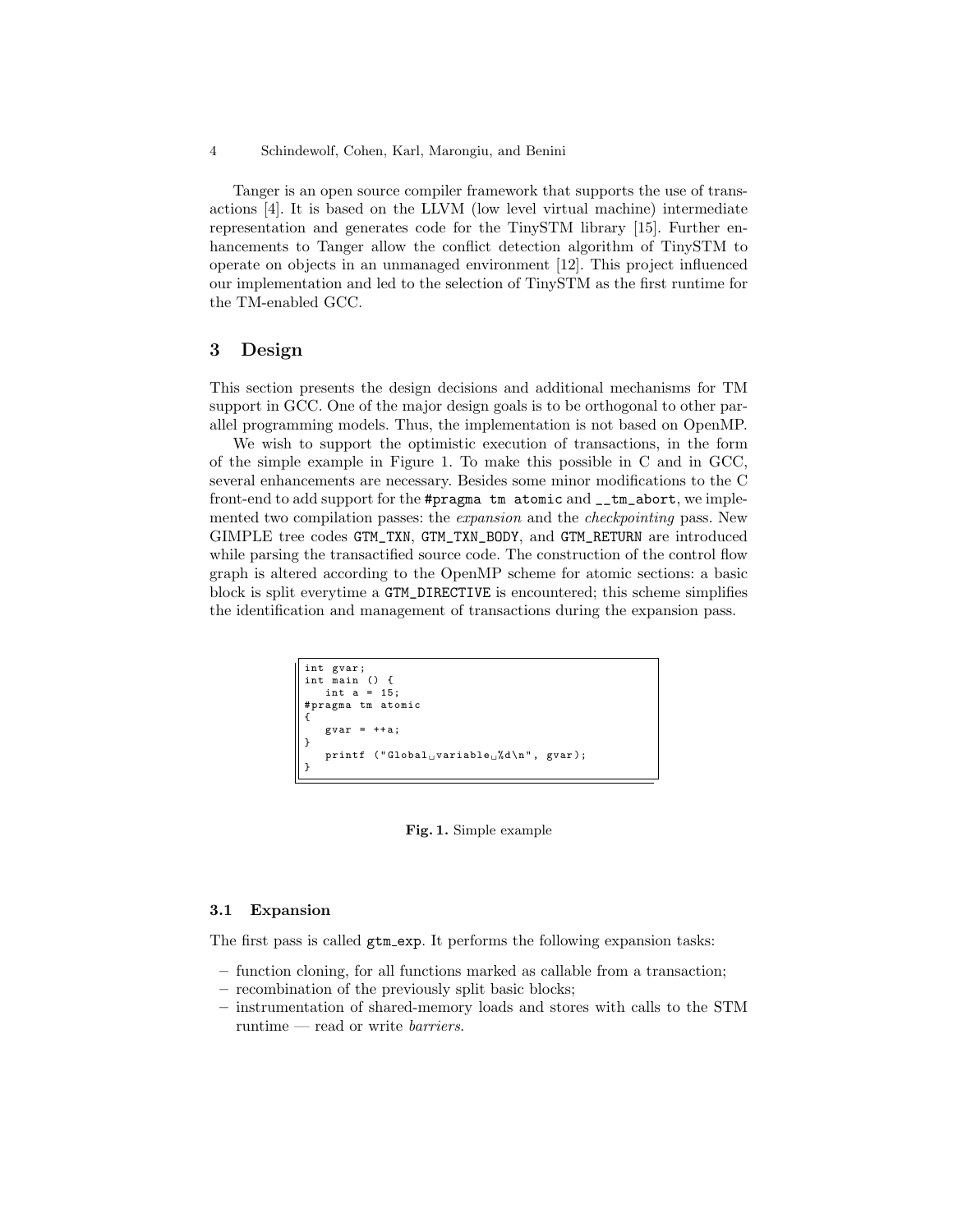Tanger is an open source compiler framework that supports the use of transactions [4]. It is based on the LLVM (low level virtual machine) intermediate representation and generates code for the TinySTM library [15]. Further enhancements to Tanger allow the conflict detection algorithm of TinySTM to operate on objects in an unmanaged environment [12]. This project influenced our implementation and led to the selection of TinySTM as the first runtime for the TM-enabled GCC.

## 3 Design

This section presents the design decisions and additional mechanisms for TM support in GCC. One of the major design goals is to be orthogonal to other parallel programming models. Thus, the implementation is not based on OpenMP.

We wish to support the optimistic execution of transactions, in the form of the simple example in Figure 1. To make this possible in C and in GCC, several enhancements are necessary. Besides some minor modifications to the C front-end to add support for the `#pragma tm atomic` and `__tm_abort`, we implemented two compilation passes: the *expansion* and the *checkpointing* pass. New GIMPLE tree codes `GTM_TXN`, `GTM_TXN_BODY`, and `GTM_RETURN` are introduced while parsing the transactified source code. The construction of the control flow graph is altered according to the OpenMP scheme for atomic sections: a basic block is split everytime a `GTM_DIRECTIVE` is encountered; this scheme simplifies the identification and management of transactions during the expansion pass.

```
int gvar;
int main () {
   int a = 15;
#pragma tm atomic
{
   gvar = ++a;
}
   printf ("Global variable %d\n", gvar);
}
```

**Fig. 1.** Simple example

### 3.1 Expansion

The first pass is called gtm_exp. It performs the following expansion tasks:

- function cloning, for all functions marked as callable from a transaction;
- recombination of the previously split basic blocks;
- instrumentation of shared-memory loads and stores with calls to the STM runtime — read or write *barriers*.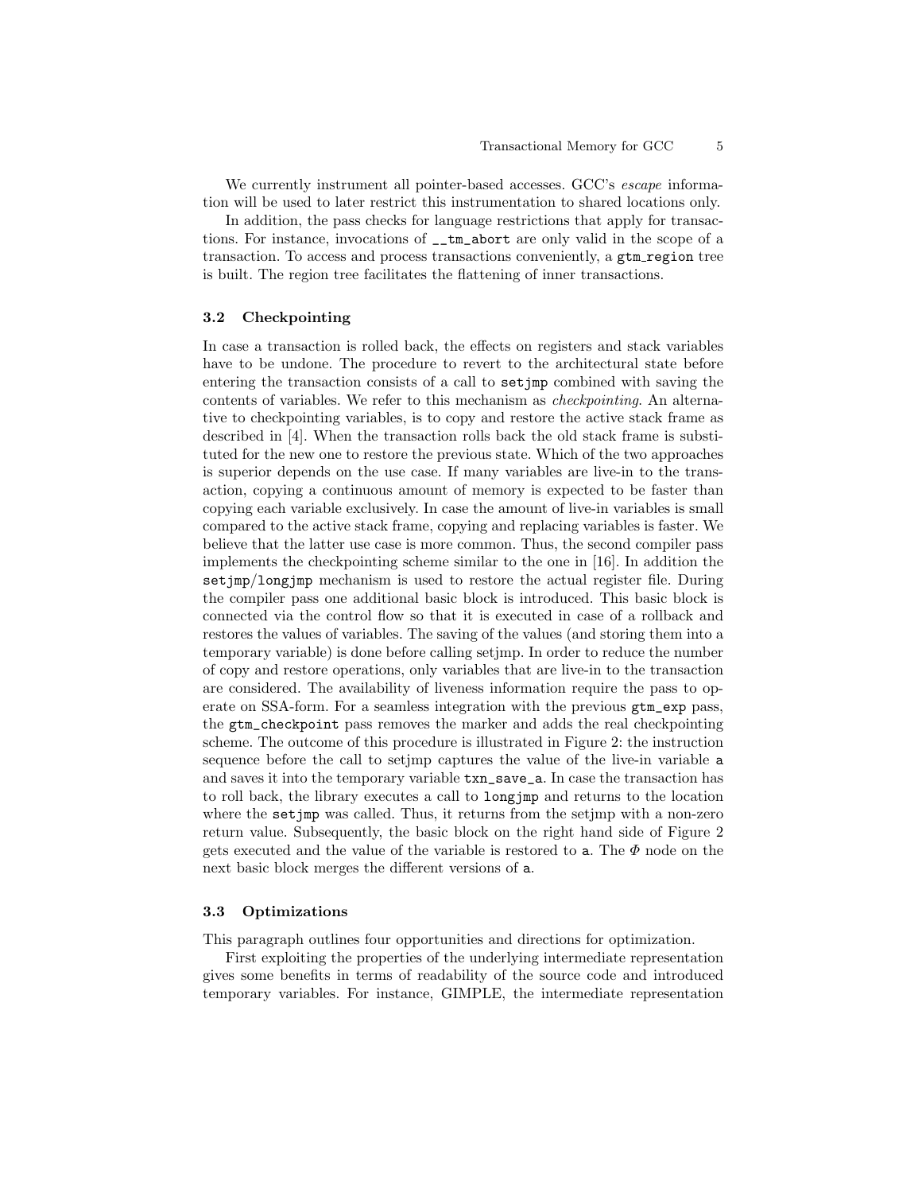We currently instrument all pointer-based accesses. GCC's *escape* information will be used to later restrict this instrumentation to shared locations only.

In addition, the pass checks for language restrictions that apply for transactions. For instance, invocations of `__tm_abort` are only valid in the scope of a transaction. To access and process transactions conveniently, a `gtm_region` tree is built. The region tree facilitates the flattening of inner transactions.

### 3.2 Checkpointing

In case a transaction is rolled back, the effects on registers and stack variables have to be undone. The procedure to revert to the architectural state before entering the transaction consists of a call to `setjmp` combined with saving the contents of variables. We refer to this mechanism as *checkpointing*. An alternative to checkpointing variables, is to copy and restore the active stack frame as described in [4]. When the transaction rolls back the old stack frame is substituted for the new one to restore the previous state. Which of the two approaches is superior depends on the use case. If many variables are live-in to the transaction, copying a continuous amount of memory is expected to be faster than copying each variable exclusively. In case the amount of live-in variables is small compared to the active stack frame, copying and replacing variables is faster. We believe that the latter use case is more common. Thus, the second compiler pass implements the checkpointing scheme similar to the one in [16]. In addition the `setjmp`/`longjmp` mechanism is used to restore the actual register file. During the compiler pass one additional basic block is introduced. This basic block is connected via the control flow so that it is executed in case of a rollback and restores the values of variables. The saving of the values (and storing them into a temporary variable) is done before calling setjmp. In order to reduce the number of copy and restore operations, only variables that are live-in to the transaction are considered. The availability of liveness information require the pass to operate on SSA-form. For a seamless integration with the previous `gtm_exp` pass, the `gtm_checkpoint` pass removes the marker and adds the real checkpointing scheme. The outcome of this procedure is illustrated in Figure 2: the instruction sequence before the call to setjmp captures the value of the live-in variable `a` and saves it into the temporary variable `txn_save_a`. In case the transaction has to roll back, the library executes a call to `longjmp` and returns to the location where the `setjmp` was called. Thus, it returns from the setjmp with a non-zero return value. Subsequently, the basic block on the right hand side of Figure 2 gets executed and the value of the variable is restored to `a`. The $\Phi$ node on the next basic block merges the different versions of `a`.

### 3.3 Optimizations

This paragraph outlines four opportunities and directions for optimization.

First exploiting the properties of the underlying intermediate representation gives some benefits in terms of readability of the source code and introduced temporary variables. For instance, GIMPLE, the intermediate representation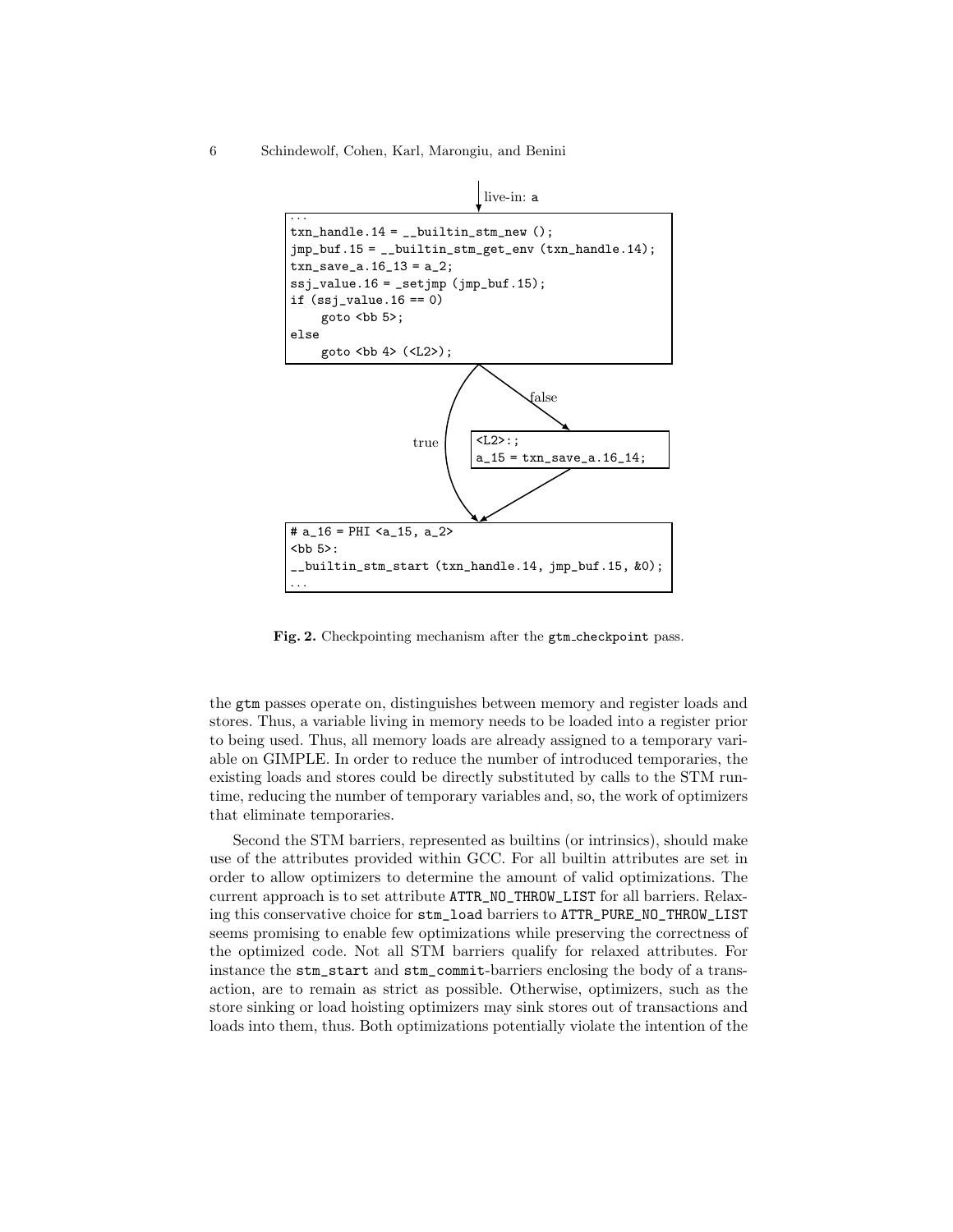```
                         live-in: a
...
txn_handle.14 = __builtin_stm_new ();
jmp_buf.15 = __builtin_stm_get_env (txn_handle.14);
txn_save_a.16_13 = a_2;
ssj_value.16 = _setjmp (jmp_buf.15);
if (ssj_value.16 == 0)
    goto <bb 5>;
else
    goto <bb 4> (<L2>);

        true                    false

                <L2>:;
                a_15 = txn_save_a.16_14;

# a_16 = PHI <a_15, a_2>
<bb 5>:
__builtin_stm_start (txn_handle.14, jmp_buf.15, &0);
...
```

**Fig. 2.** Checkpointing mechanism after the gtm_checkpoint pass.

the gtm passes operate on, distinguishes between memory and register loads and stores. Thus, a variable living in memory needs to be loaded into a register prior to being used. Thus, all memory loads are already assigned to a temporary variable on GIMPLE. In order to reduce the number of introduced temporaries, the existing loads and stores could be directly substituted by calls to the STM runtime, reducing the number of temporary variables and, so, the work of optimizers that eliminate temporaries.

Second the STM barriers, represented as builtins (or intrinsics), should make use of the attributes provided within GCC. For all builtin attributes are set in order to allow optimizers to determine the amount of valid optimizations. The current approach is to set attribute ATTR_NO_THROW_LIST for all barriers. Relaxing this conservative choice for stm_load barriers to ATTR_PURE_NO_THROW_LIST seems promising to enable few optimizations while preserving the correctness of the optimized code. Not all STM barriers qualify for relaxed attributes. For instance the stm_start and stm_commit-barriers enclosing the body of a transaction, are to remain as strict as possible. Otherwise, optimizers, such as the store sinking or load hoisting optimizers may sink stores out of transactions and loads into them, thus. Both optimizations potentially violate the intention of the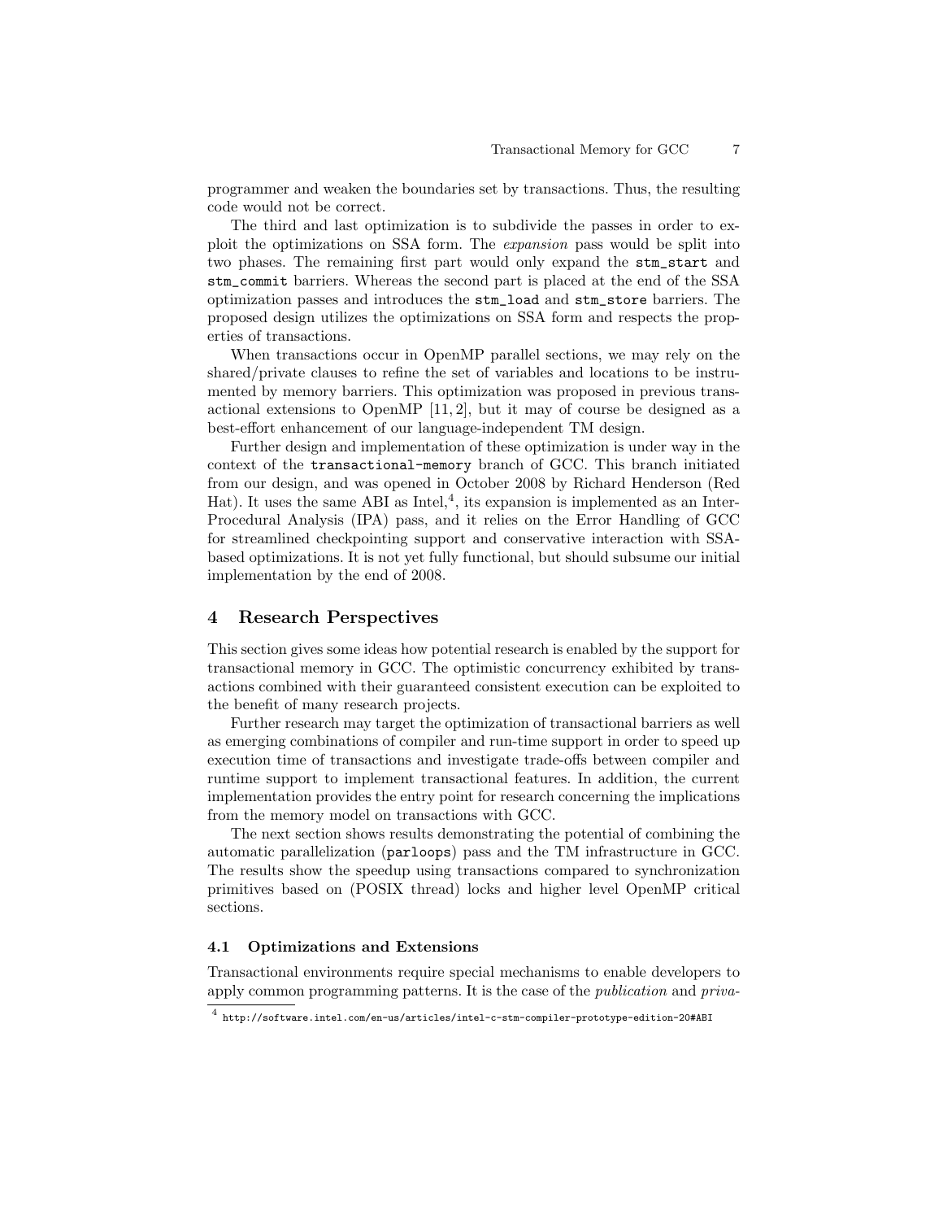programmer and weaken the boundaries set by transactions. Thus, the resulting code would not be correct.

The third and last optimization is to subdivide the passes in order to exploit the optimizations on SSA form. The *expansion* pass would be split into two phases. The remaining first part would only expand the `stm_start` and `stm_commit` barriers. Whereas the second part is placed at the end of the SSA optimization passes and introduces the `stm_load` and `stm_store` barriers. The proposed design utilizes the optimizations on SSA form and respects the properties of transactions.

When transactions occur in OpenMP parallel sections, we may rely on the shared/private clauses to refine the set of variables and locations to be instrumented by memory barriers. This optimization was proposed in previous transactional extensions to OpenMP [11, 2], but it may of course be designed as a best-effort enhancement of our language-independent TM design.

Further design and implementation of these optimization is under way in the context of the `transactional-memory` branch of GCC. This branch initiated from our design, and was opened in October 2008 by Richard Henderson (Red Hat). It uses the same ABI as Intel,[4], its expansion is implemented as an Inter-Procedural Analysis (IPA) pass, and it relies on the Error Handling of GCC for streamlined checkpointing support and conservative interaction with SSA-based optimizations. It is not yet fully functional, but should subsume our initial implementation by the end of 2008.

## 4 Research Perspectives

This section gives some ideas how potential research is enabled by the support for transactional memory in GCC. The optimistic concurrency exhibited by transactions combined with their guaranteed consistent execution can be exploited to the benefit of many research projects.

Further research may target the optimization of transactional barriers as well as emerging combinations of compiler and run-time support in order to speed up execution time of transactions and investigate trade-offs between compiler and runtime support to implement transactional features. In addition, the current implementation provides the entry point for research concerning the implications from the memory model on transactions with GCC.

The next section shows results demonstrating the potential of combining the automatic parallelization (`parloops`) pass and the TM infrastructure in GCC. The results show the speedup using transactions compared to synchronization primitives based on (POSIX thread) locks and higher level OpenMP critical sections.

### 4.1 Optimizations and Extensions

Transactional environments require special mechanisms to enable developers to apply common programming patterns. It is the case of the *publication* and *priva-*

[4] http://software.intel.com/en-us/articles/intel-c-stm-compiler-prototype-edition-20#ABI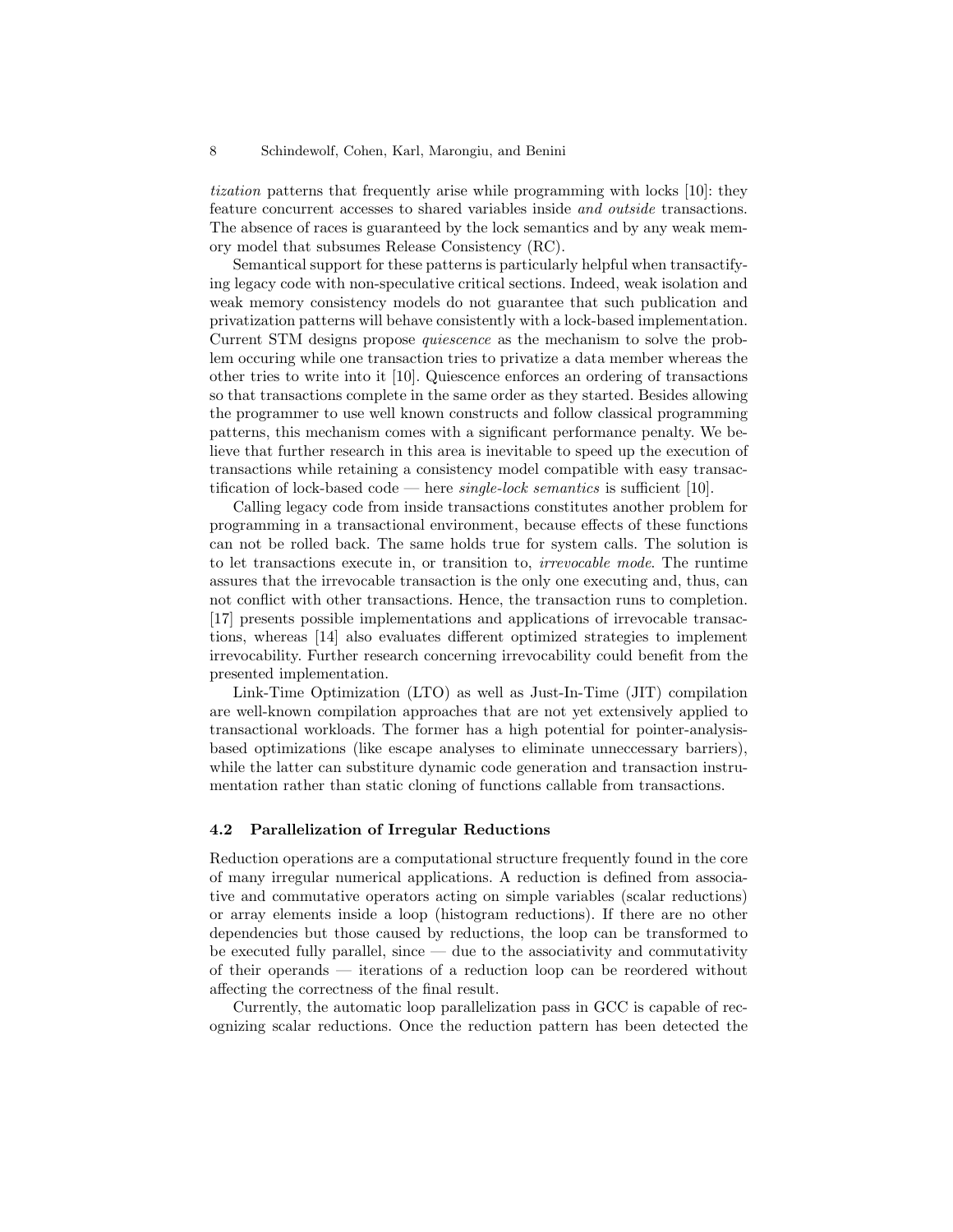*tization* patterns that frequently arise while programming with locks [10]: they feature concurrent accesses to shared variables inside *and outside* transactions. The absence of races is guaranteed by the lock semantics and by any weak memory model that subsumes Release Consistency (RC).

Semantical support for these patterns is particularly helpful when transactifying legacy code with non-speculative critical sections. Indeed, weak isolation and weak memory consistency models do not guarantee that such publication and privatization patterns will behave consistently with a lock-based implementation. Current STM designs propose *quiescence* as the mechanism to solve the problem occuring while one transaction tries to privatize a data member whereas the other tries to write into it [10]. Quiescence enforces an ordering of transactions so that transactions complete in the same order as they started. Besides allowing the programmer to use well known constructs and follow classical programming patterns, this mechanism comes with a significant performance penalty. We believe that further research in this area is inevitable to speed up the execution of transactions while retaining a consistency model compatible with easy transactification of lock-based code — here *single-lock semantics* is sufficient [10].

Calling legacy code from inside transactions constitutes another problem for programming in a transactional environment, because effects of these functions can not be rolled back. The same holds true for system calls. The solution is to let transactions execute in, or transition to, *irrevocable mode*. The runtime assures that the irrevocable transaction is the only one executing and, thus, can not conflict with other transactions. Hence, the transaction runs to completion. [17] presents possible implementations and applications of irrevocable transactions, whereas [14] also evaluates different optimized strategies to implement irrevocability. Further research concerning irrevocability could benefit from the presented implementation.

Link-Time Optimization (LTO) as well as Just-In-Time (JIT) compilation are well-known compilation approaches that are not yet extensively applied to transactional workloads. The former has a high potential for pointer-analysis-based optimizations (like escape analyses to eliminate unneccessary barriers), while the latter can substiture dynamic code generation and transaction instrumentation rather than static cloning of functions callable from transactions.

### 4.2 Parallelization of Irregular Reductions

Reduction operations are a computational structure frequently found in the core of many irregular numerical applications. A reduction is defined from associative and commutative operators acting on simple variables (scalar reductions) or array elements inside a loop (histogram reductions). If there are no other dependencies but those caused by reductions, the loop can be transformed to be executed fully parallel, since — due to the associativity and commutativity of their operands — iterations of a reduction loop can be reordered without affecting the correctness of the final result.

Currently, the automatic loop parallelization pass in GCC is capable of recognizing scalar reductions. Once the reduction pattern has been detected the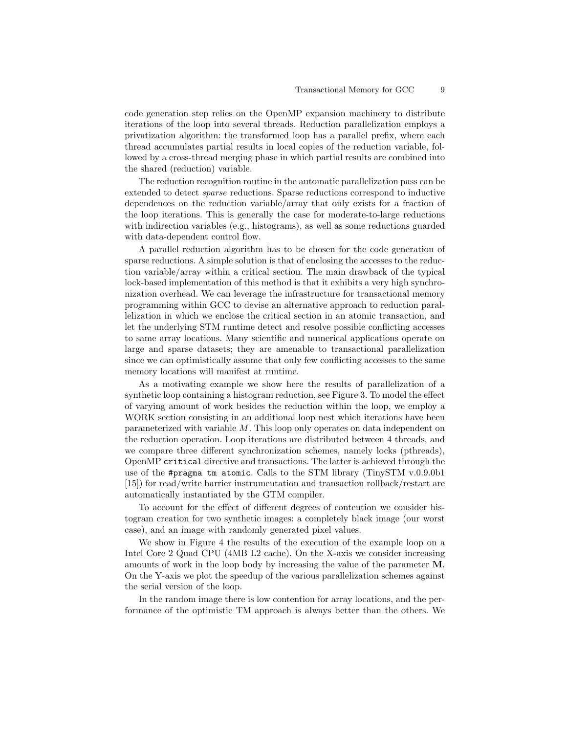code generation step relies on the OpenMP expansion machinery to distribute iterations of the loop into several threads. Reduction parallelization employs a privatization algorithm: the transformed loop has a parallel prefix, where each thread accumulates partial results in local copies of the reduction variable, followed by a cross-thread merging phase in which partial results are combined into the shared (reduction) variable.

The reduction recognition routine in the automatic parallelization pass can be extended to detect *sparse* reductions. Sparse reductions correspond to inductive dependences on the reduction variable/array that only exists for a fraction of the loop iterations. This is generally the case for moderate-to-large reductions with indirection variables (e.g., histograms), as well as some reductions guarded with data-dependent control flow.

A parallel reduction algorithm has to be chosen for the code generation of sparse reductions. A simple solution is that of enclosing the accesses to the reduction variable/array within a critical section. The main drawback of the typical lock-based implementation of this method is that it exhibits a very high synchronization overhead. We can leverage the infrastructure for transactional memory programming within GCC to devise an alternative approach to reduction parallelization in which we enclose the critical section in an atomic transaction, and let the underlying STM runtime detect and resolve possible conflicting accesses to same array locations. Many scientific and numerical applications operate on large and sparse datasets; they are amenable to transactional parallelization since we can optimistically assume that only few conflicting accesses to the same memory locations will manifest at runtime.

As a motivating example we show here the results of parallelization of a synthetic loop containing a histogram reduction, see Figure 3. To model the effect of varying amount of work besides the reduction within the loop, we employ a WORK section consisting in an additional loop nest which iterations have been parameterized with variable $M$. This loop only operates on data independent on the reduction operation. Loop iterations are distributed between 4 threads, and we compare three different synchronization schemes, namely locks (pthreads), OpenMP `critical` directive and transactions. The latter is achieved through the use of the `#pragma tm atomic`. Calls to the STM library (TinySTM v.0.9.0b1 [15]) for read/write barrier instrumentation and transaction rollback/restart are automatically instantiated by the GTM compiler.

To account for the effect of different degrees of contention we consider histogram creation for two synthetic images: a completely black image (our worst case), and an image with randomly generated pixel values.

We show in Figure 4 the results of the execution of the example loop on a Intel Core 2 Quad CPU (4MB L2 cache). On the X-axis we consider increasing amounts of work in the loop body by increasing the value of the parameter **M**. On the Y-axis we plot the speedup of the various parallelization schemes against the serial version of the loop.

In the random image there is low contention for array locations, and the performance of the optimistic TM approach is always better than the others. We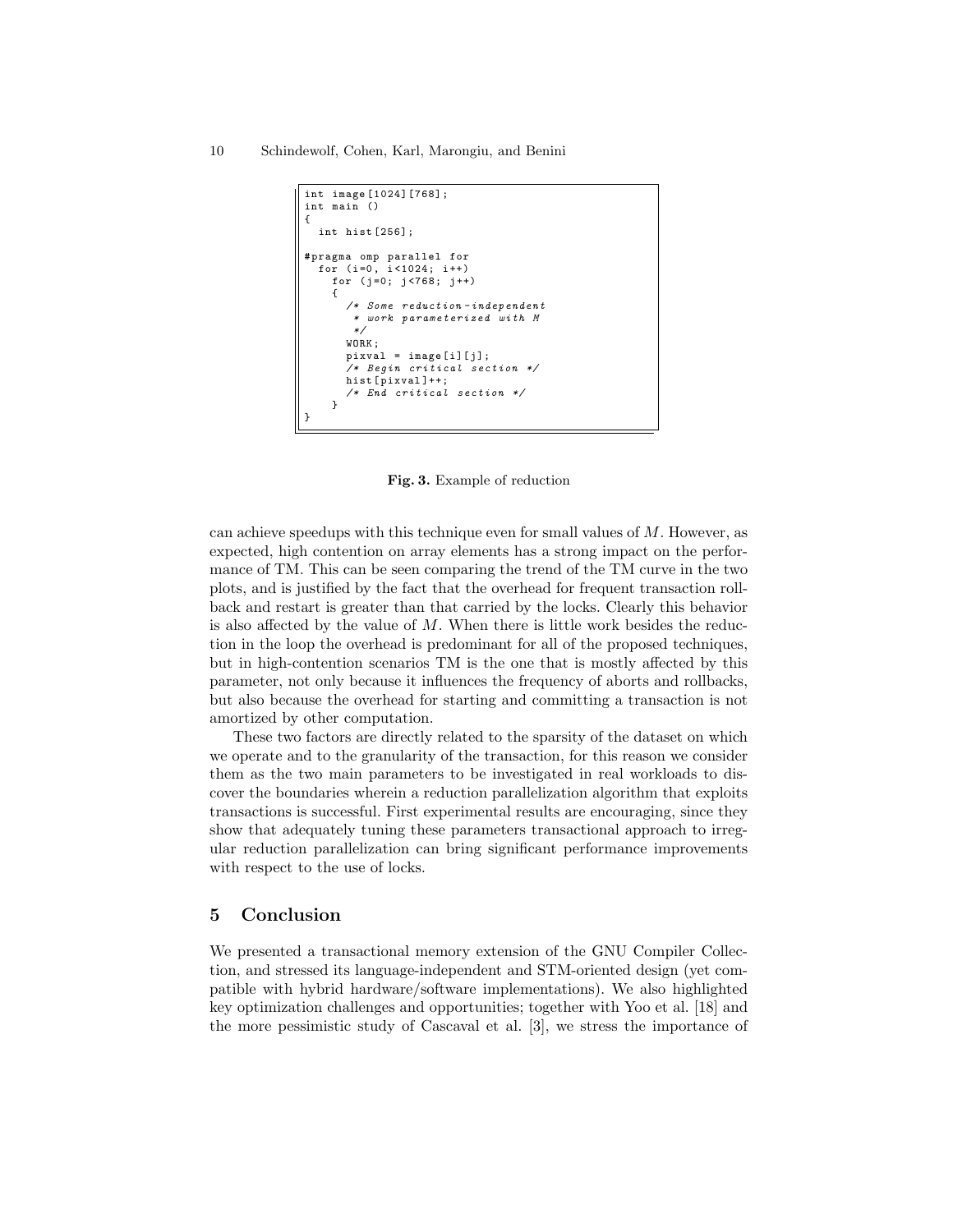```c
int image[1024][768];
int main ()
{
  int hist[256];

#pragma omp parallel for
  for (i=0, i<1024; i++)
    for (j=0; j<768; j++)
    {
      /* Some reduction-independent
       * work parameterized with M
       */
      WORK;
      pixval = image[i][j];
      /* Begin critical section */
      hist[pixval]++;
      /* End critical section */
    }
}
```

**Fig. 3.** Example of reduction

can achieve speedups with this technique even for small values of $M$. However, as expected, high contention on array elements has a strong impact on the performance of TM. This can be seen comparing the trend of the TM curve in the two plots, and is justified by the fact that the overhead for frequent transaction rollback and restart is greater than that carried by the locks. Clearly this behavior is also affected by the value of $M$. When there is little work besides the reduction in the loop the overhead is predominant for all of the proposed techniques, but in high-contention scenarios TM is the one that is mostly affected by this parameter, not only because it influences the frequency of aborts and rollbacks, but also because the overhead for starting and committing a transaction is not amortized by other computation.

These two factors are directly related to the sparsity of the dataset on which we operate and to the granularity of the transaction, for this reason we consider them as the two main parameters to be investigated in real workloads to discover the boundaries wherein a reduction parallelization algorithm that exploits transactions is successful. First experimental results are encouraging, since they show that adequately tuning these parameters transactional approach to irregular reduction parallelization can bring significant performance improvements with respect to the use of locks.

## 5 Conclusion

We presented a transactional memory extension of the GNU Compiler Collection, and stressed its language-independent and STM-oriented design (yet compatible with hybrid hardware/software implementations). We also highlighted key optimization challenges and opportunities; together with Yoo et al. [18] and the more pessimistic study of Cascaval et al. [3], we stress the importance of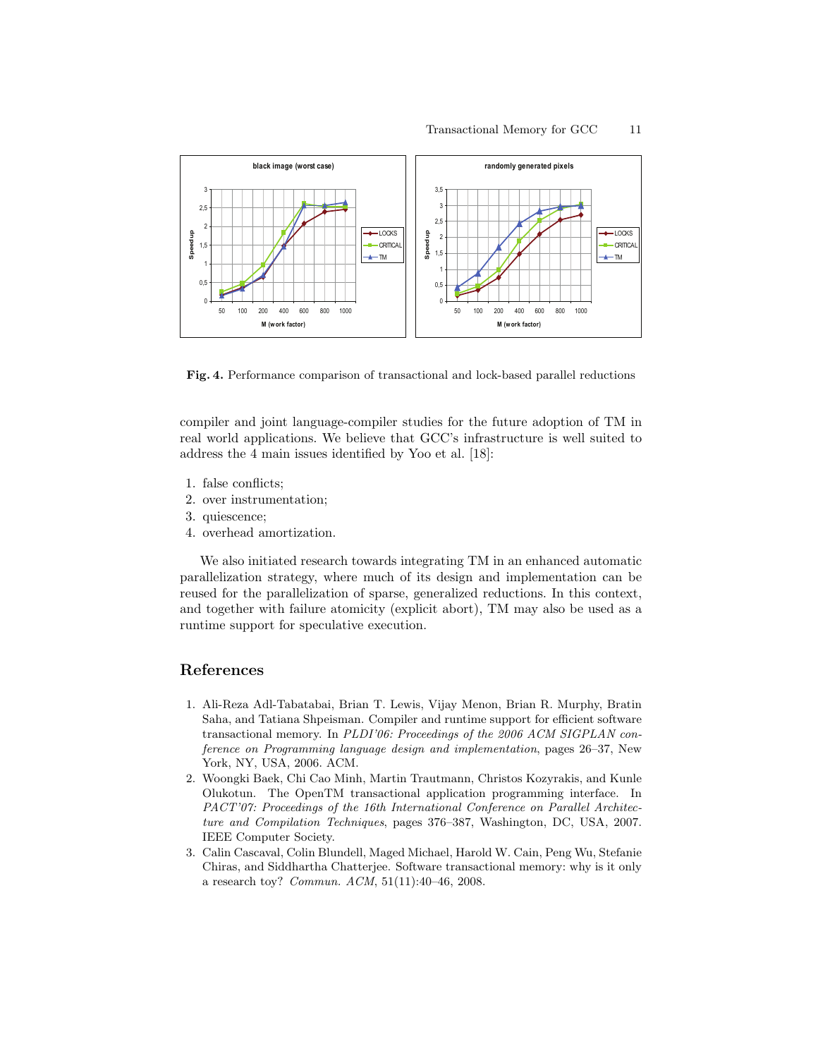Fig. 4. Performance comparison of transactional and lock-based parallel reductions

compiler and joint language-compiler studies for the future adoption of TM in real world applications. We believe that GCC's infrastructure is well suited to address the 4 main issues identified by Yoo et al. [18]:

1. false conflicts;
2. over instrumentation;
3. quiescence;
4. overhead amortization.

We also initiated research towards integrating TM in an enhanced automatic parallelization strategy, where much of its design and implementation can be reused for the parallelization of sparse, generalized reductions. In this context, and together with failure atomicity (explicit abort), TM may also be used as a runtime support for speculative execution.

## References

1. Ali-Reza Adl-Tabatabai, Brian T. Lewis, Vijay Menon, Brian R. Murphy, Bratin Saha, and Tatiana Shpeisman. Compiler and runtime support for efficient software transactional memory. In *PLDI'06: Proceedings of the 2006 ACM SIGPLAN conference on Programming language design and implementation*, pages 26–37, New York, NY, USA, 2006. ACM.
2. Woongki Baek, Chi Cao Minh, Martin Trautmann, Christos Kozyrakis, and Kunle Olukotun. The OpenTM transactional application programming interface. In *PACT'07: Proceedings of the 16th International Conference on Parallel Architecture and Compilation Techniques*, pages 376–387, Washington, DC, USA, 2007. IEEE Computer Society.
3. Calin Cascaval, Colin Blundell, Maged Michael, Harold W. Cain, Peng Wu, Stefanie Chiras, and Siddhartha Chatterjee. Software transactional memory: why is it only a research toy? *Commun. ACM*, 51(11):40–46, 2008.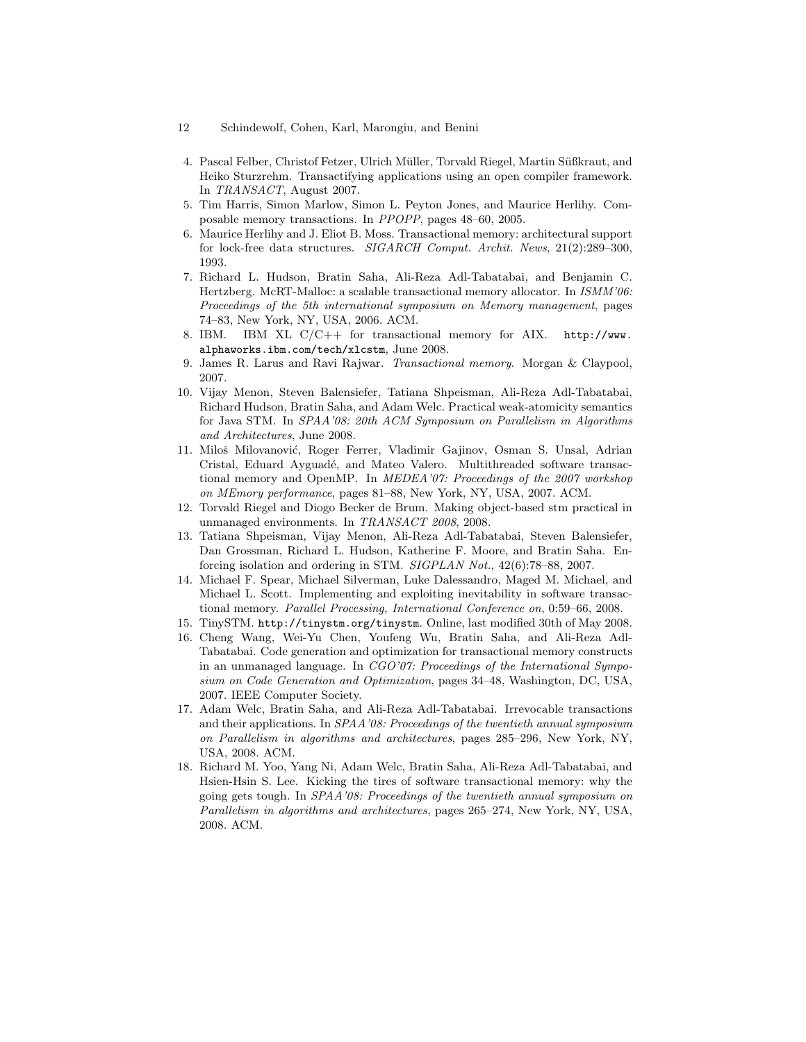4. Pascal Felber, Christof Fetzer, Ulrich Müller, Torvald Riegel, Martin Süßkraut, and Heiko Sturzrehm. Transactifying applications using an open compiler framework. In *TRANSACT*, August 2007.
5. Tim Harris, Simon Marlow, Simon L. Peyton Jones, and Maurice Herlihy. Composable memory transactions. In *PPOPP*, pages 48–60, 2005.
6. Maurice Herlihy and J. Eliot B. Moss. Transactional memory: architectural support for lock-free data structures. *SIGARCH Comput. Archit. News*, 21(2):289–300, 1993.
7. Richard L. Hudson, Bratin Saha, Ali-Reza Adl-Tabatabai, and Benjamin C. Hertzberg. McRT-Malloc: a scalable transactional memory allocator. In *ISMM'06: Proceedings of the 5th international symposium on Memory management*, pages 74–83, New York, NY, USA, 2006. ACM.
8. IBM. IBM XL C/C++ for transactional memory for AIX. `http://www.alphaworks.ibm.com/tech/xlcstm`, June 2008.
9. James R. Larus and Ravi Rajwar. *Transactional memory*. Morgan & Claypool, 2007.
10. Vijay Menon, Steven Balensiefer, Tatiana Shpeisman, Ali-Reza Adl-Tabatabai, Richard Hudson, Bratin Saha, and Adam Welc. Practical weak-atomicity semantics for Java STM. In *SPAA'08: 20th ACM Symposium on Parallelism in Algorithms and Architectures*, June 2008.
11. Miloš Milovanović, Roger Ferrer, Vladimir Gajinov, Osman S. Unsal, Adrian Cristal, Eduard Ayguadé, and Mateo Valero. Multithreaded software transactional memory and OpenMP. In *MEDEA'07: Proceedings of the 2007 workshop on MEmory performance*, pages 81–88, New York, NY, USA, 2007. ACM.
12. Torvald Riegel and Diogo Becker de Brum. Making object-based stm practical in unmanaged environments. In *TRANSACT 2008*, 2008.
13. Tatiana Shpeisman, Vijay Menon, Ali-Reza Adl-Tabatabai, Steven Balensiefer, Dan Grossman, Richard L. Hudson, Katherine F. Moore, and Bratin Saha. Enforcing isolation and ordering in STM. *SIGPLAN Not.*, 42(6):78–88, 2007.
14. Michael F. Spear, Michael Silverman, Luke Dalessandro, Maged M. Michael, and Michael L. Scott. Implementing and exploiting inevitability in software transactional memory. *Parallel Processing, International Conference on*, 0:59–66, 2008.
15. TinySTM. `http://tinystm.org/tinystm`. Online, last modified 30th of May 2008.
16. Cheng Wang, Wei-Yu Chen, Youfeng Wu, Bratin Saha, and Ali-Reza Adl-Tabatabai. Code generation and optimization for transactional memory constructs in an unmanaged language. In *CGO'07: Proceedings of the International Symposium on Code Generation and Optimization*, pages 34–48, Washington, DC, USA, 2007. IEEE Computer Society.
17. Adam Welc, Bratin Saha, and Ali-Reza Adl-Tabatabai. Irrevocable transactions and their applications. In *SPAA'08: Proceedings of the twentieth annual symposium on Parallelism in algorithms and architectures*, pages 285–296, New York, NY, USA, 2008. ACM.
18. Richard M. Yoo, Yang Ni, Adam Welc, Bratin Saha, Ali-Reza Adl-Tabatabai, and Hsien-Hsin S. Lee. Kicking the tires of software transactional memory: why the going gets tough. In *SPAA'08: Proceedings of the twentieth annual symposium on Parallelism in algorithms and architectures*, pages 265–274, New York, NY, USA, 2008. ACM.